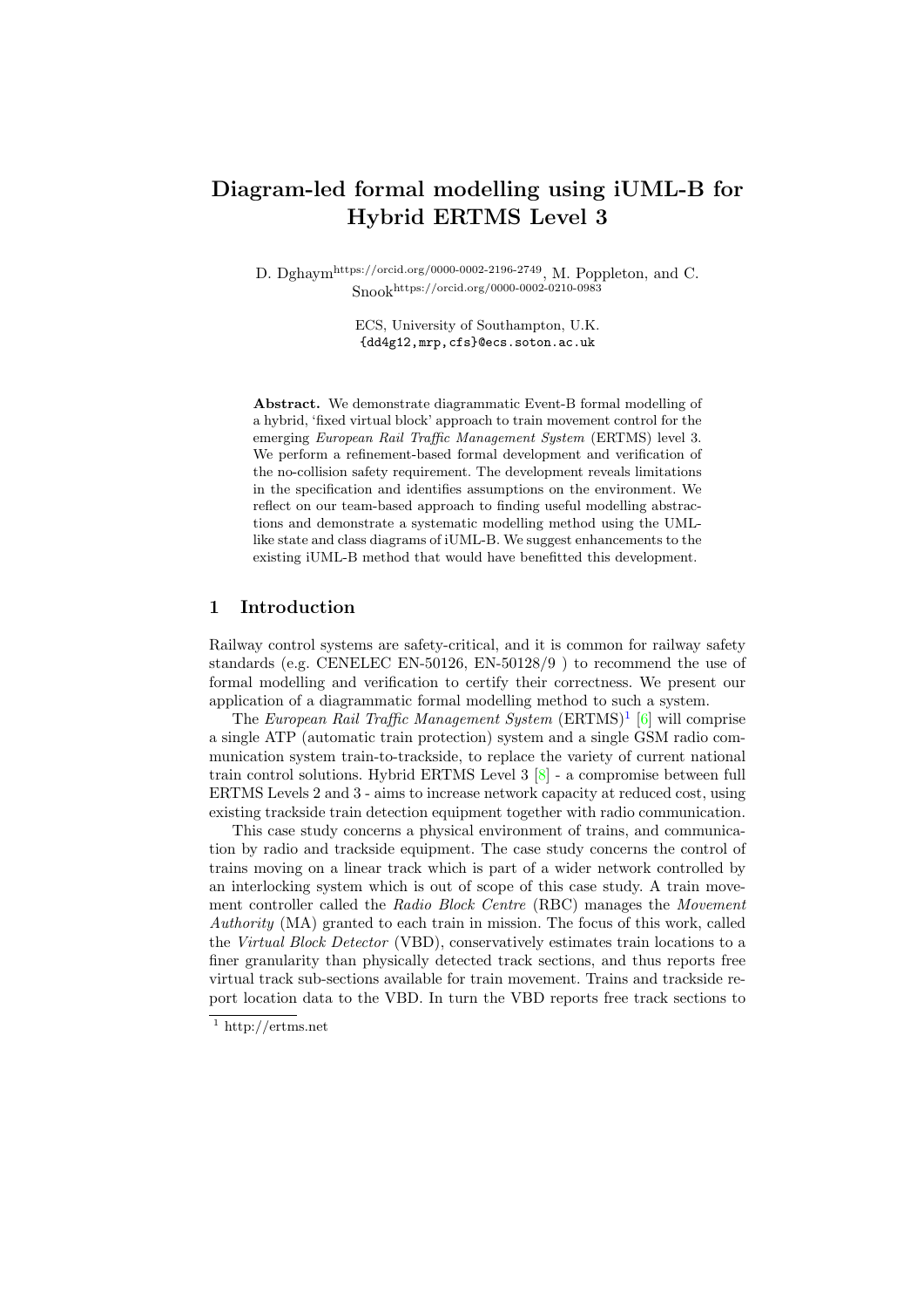# Diagram-led formal modelling using iUML-B for Hybrid ERTMS Level 3

D. Dghaym[https://orcid.org/0000-0002-2196-2749], M. Poppleton, and C. Snook[https://orcid.org/0000-0002-0210-0983]

ECS, University of Southampton, U.K.
{dd4g12,mrp,cfs}@ecs.soton.ac.uk

**Abstract.** We demonstrate diagrammatic Event-B formal modelling of a hybrid, 'fixed virtual block' approach to train movement control for the emerging *European Rail Traffic Management System* (ERTMS) level 3. We perform a refinement-based formal development and verification of the no-collision safety requirement. The development reveals limitations in the specification and identifies assumptions on the environment. We reflect on our team-based approach to finding useful modelling abstractions and demonstrate a systematic modelling method using the UML-like state and class diagrams of iUML-B. We suggest enhancements to the existing iUML-B method that would have benefitted this development.

## 1 Introduction

Railway control systems are safety-critical, and it is common for railway safety standards (e.g. CENELEC EN-50126, EN-50128/9 ) to recommend the use of formal modelling and verification to certify their correctness. We present our application of a diagrammatic formal modelling method to such a system.

The *European Rail Traffic Management System* (ERTMS)[1] [6] will comprise a single ATP (automatic train protection) system and a single GSM radio communication system train-to-trackside, to replace the variety of current national train control solutions. Hybrid ERTMS Level 3 [8] - a compromise between full ERTMS Levels 2 and 3 - aims to increase network capacity at reduced cost, using existing trackside train detection equipment together with radio communication.

This case study concerns a physical environment of trains, and communication by radio and trackside equipment. The case study concerns the control of trains moving on a linear track which is part of a wider network controlled by an interlocking system which is out of scope of this case study. A train movement controller called the *Radio Block Centre* (RBC) manages the *Movement Authority* (MA) granted to each train in mission. The focus of this work, called the *Virtual Block Detector* (VBD), conservatively estimates train locations to a finer granularity than physically detected track sections, and thus reports free virtual track sub-sections available for train movement. Trains and trackside report location data to the VBD. In turn the VBD reports free track sections to

[1] http://ertms.net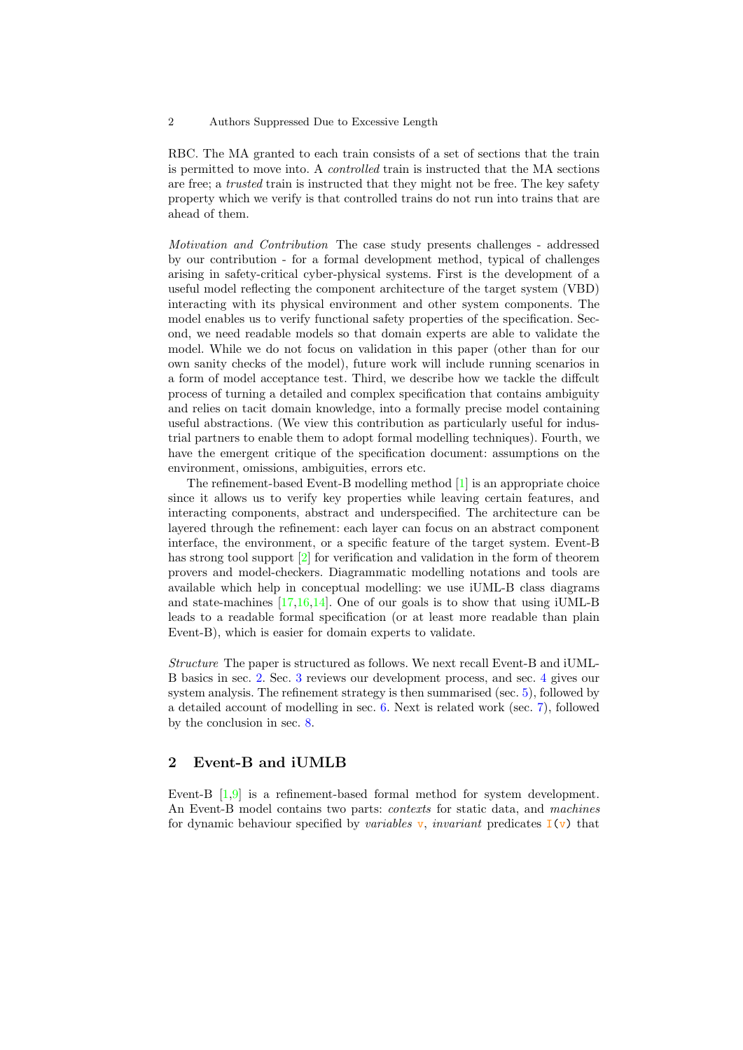RBC. The MA granted to each train consists of a set of sections that the train is permitted to move into. A *controlled* train is instructed that the MA sections are free; a *trusted* train is instructed that they might not be free. The key safety property which we verify is that controlled trains do not run into trains that are ahead of them.

*Motivation and Contribution* The case study presents challenges - addressed by our contribution - for a formal development method, typical of challenges arising in safety-critical cyber-physical systems. First is the development of a useful model reflecting the component architecture of the target system (VBD) interacting with its physical environment and other system components. The model enables us to verify functional safety properties of the specification. Second, we need readable models so that domain experts are able to validate the model. While we do not focus on validation in this paper (other than for our own sanity checks of the model), future work will include running scenarios in a form of model acceptance test. Third, we describe how we tackle the diffcult process of turning a detailed and complex specification that contains ambiguity and relies on tacit domain knowledge, into a formally precise model containing useful abstractions. (We view this contribution as particularly useful for industrial partners to enable them to adopt formal modelling techniques). Fourth, we have the emergent critique of the specification document: assumptions on the environment, omissions, ambiguities, errors etc.

The refinement-based Event-B modelling method [1] is an appropriate choice since it allows us to verify key properties while leaving certain features, and interacting components, abstract and underspecified. The architecture can be layered through the refinement: each layer can focus on an abstract component interface, the environment, or a specific feature of the target system. Event-B has strong tool support [2] for verification and validation in the form of theorem provers and model-checkers. Diagrammatic modelling notations and tools are available which help in conceptual modelling: we use iUML-B class diagrams and state-machines [17,16,14]. One of our goals is to show that using iUML-B leads to a readable formal specification (or at least more readable than plain Event-B), which is easier for domain experts to validate.

*Structure* The paper is structured as follows. We next recall Event-B and iUML-B basics in sec. 2. Sec. 3 reviews our development process, and sec. 4 gives our system analysis. The refinement strategy is then summarised (sec. 5), followed by a detailed account of modelling in sec. 6. Next is related work (sec. 7), followed by the conclusion in sec. 8.

## 2 Event-B and iUMLB

Event-B [1,9] is a refinement-based formal method for system development. An Event-B model contains two parts: *contexts* for static data, and *machines* for dynamic behaviour specified by *variables* `v`, *invariant* predicates `I(v)` that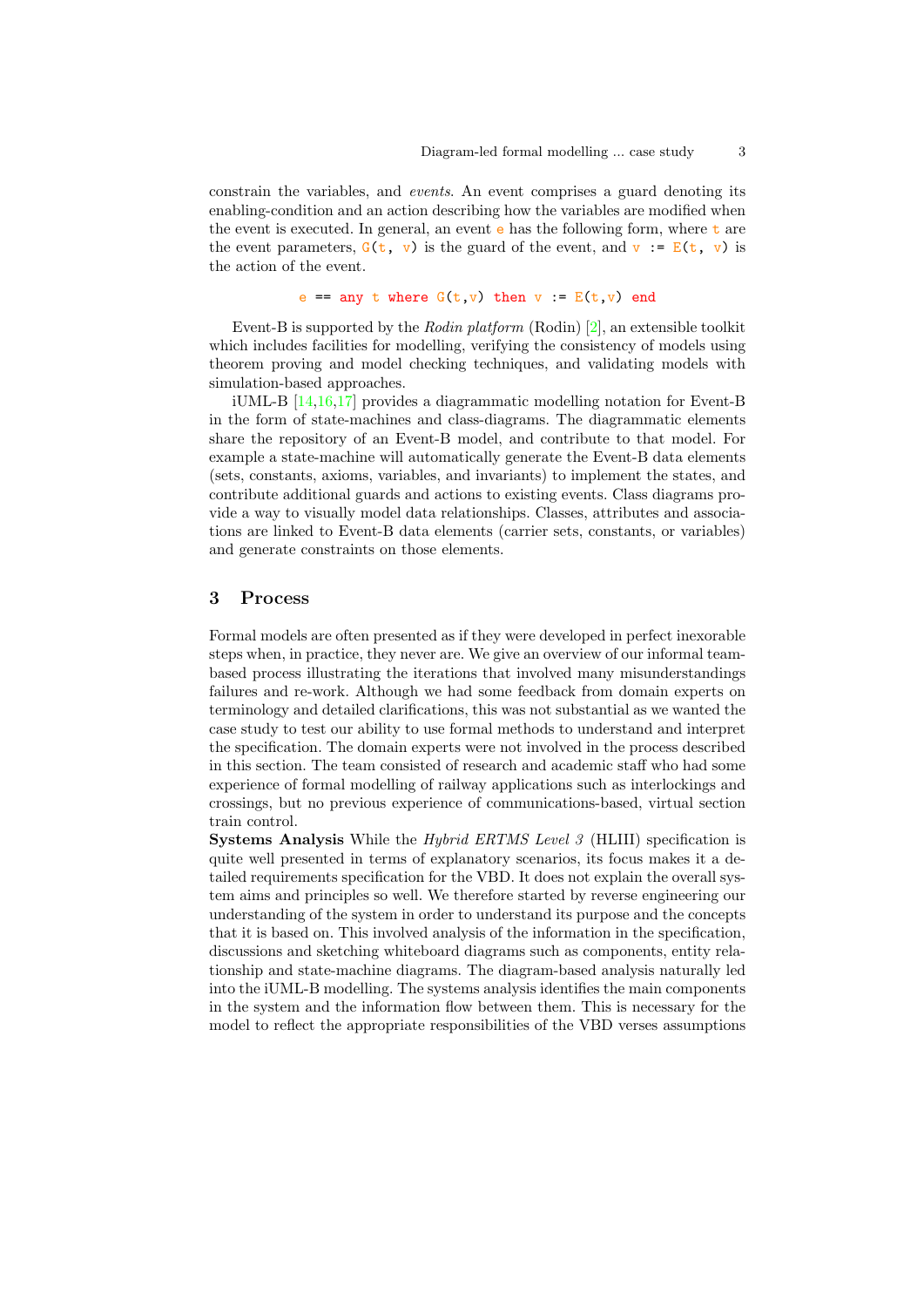constrain the variables, and *events*. An event comprises a guard denoting its enabling-condition and an action describing how the variables are modified when the event is executed. In general, an event `e` has the following form, where `t` are the event parameters, `G(t, v)` is the guard of the event, and `v := E(t, v)` is the action of the event.

```
e == any t where G(t,v) then v := E(t,v) end
```

Event-B is supported by the *Rodin platform* (Rodin) [2], an extensible toolkit which includes facilities for modelling, verifying the consistency of models using theorem proving and model checking techniques, and validating models with simulation-based approaches.

iUML-B [14,16,17] provides a diagrammatic modelling notation for Event-B in the form of state-machines and class-diagrams. The diagrammatic elements share the repository of an Event-B model, and contribute to that model. For example a state-machine will automatically generate the Event-B data elements (sets, constants, axioms, variables, and invariants) to implement the states, and contribute additional guards and actions to existing events. Class diagrams provide a way to visually model data relationships. Classes, attributes and associations are linked to Event-B data elements (carrier sets, constants, or variables) and generate constraints on those elements.

## 3 Process

Formal models are often presented as if they were developed in perfect inexorable steps when, in practice, they never are. We give an overview of our informal team-based process illustrating the iterations that involved many misunderstandings failures and re-work. Although we had some feedback from domain experts on terminology and detailed clarifications, this was not substantial as we wanted the case study to test our ability to use formal methods to understand and interpret the specification. The domain experts were not involved in the process described in this section. The team consisted of research and academic staff who had some experience of formal modelling of railway applications such as interlockings and crossings, but no previous experience of communications-based, virtual section train control.

**Systems Analysis** While the *Hybrid ERTMS Level 3* (HLIII) specification is quite well presented in terms of explanatory scenarios, its focus makes it a detailed requirements specification for the VBD. It does not explain the overall system aims and principles so well. We therefore started by reverse engineering our understanding of the system in order to understand its purpose and the concepts that it is based on. This involved analysis of the information in the specification, discussions and sketching whiteboard diagrams such as components, entity relationship and state-machine diagrams. The diagram-based analysis naturally led into the iUML-B modelling. The systems analysis identifies the main components in the system and the information flow between them. This is necessary for the model to reflect the appropriate responsibilities of the VBD verses assumptions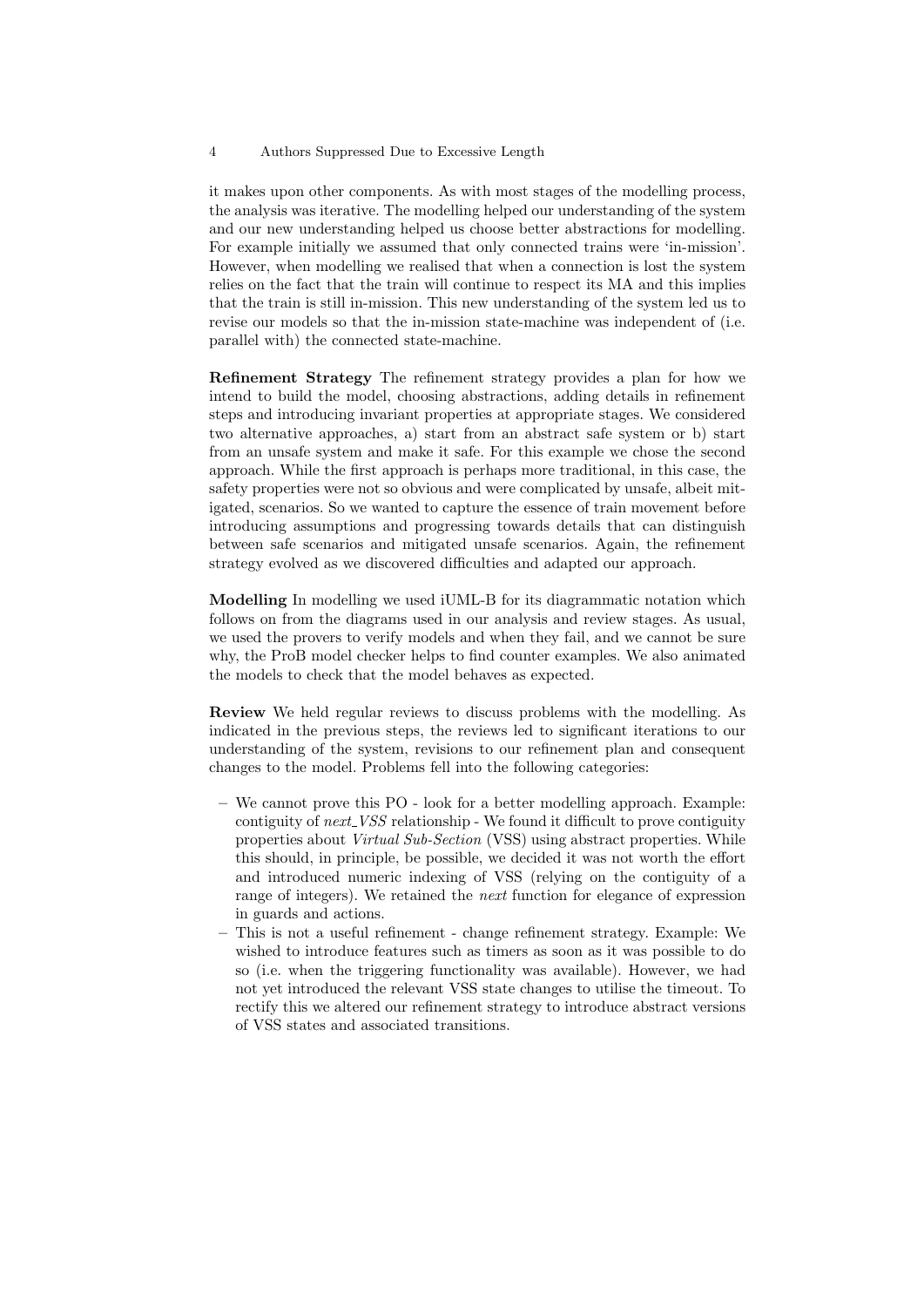it makes upon other components. As with most stages of the modelling process, the analysis was iterative. The modelling helped our understanding of the system and our new understanding helped us choose better abstractions for modelling. For example initially we assumed that only connected trains were 'in-mission'. However, when modelling we realised that when a connection is lost the system relies on the fact that the train will continue to respect its MA and this implies that the train is still in-mission. This new understanding of the system led us to revise our models so that the in-mission state-machine was independent of (i.e. parallel with) the connected state-machine.

**Refinement Strategy** The refinement strategy provides a plan for how we intend to build the model, choosing abstractions, adding details in refinement steps and introducing invariant properties at appropriate stages. We considered two alternative approaches, a) start from an abstract safe system or b) start from an unsafe system and make it safe. For this example we chose the second approach. While the first approach is perhaps more traditional, in this case, the safety properties were not so obvious and were complicated by unsafe, albeit mitigated, scenarios. So we wanted to capture the essence of train movement before introducing assumptions and progressing towards details that can distinguish between safe scenarios and mitigated unsafe scenarios. Again, the refinement strategy evolved as we discovered difficulties and adapted our approach.

**Modelling** In modelling we used iUML-B for its diagrammatic notation which follows on from the diagrams used in our analysis and review stages. As usual, we used the provers to verify models and when they fail, and we cannot be sure why, the ProB model checker helps to find counter examples. We also animated the models to check that the model behaves as expected.

**Review** We held regular reviews to discuss problems with the modelling. As indicated in the previous steps, the reviews led to significant iterations to our understanding of the system, revisions to our refinement plan and consequent changes to the model. Problems fell into the following categories:

- We cannot prove this PO - look for a better modelling approach. Example: contiguity of *next_VSS* relationship - We found it difficult to prove contiguity properties about *Virtual Sub-Section* (VSS) using abstract properties. While this should, in principle, be possible, we decided it was not worth the effort and introduced numeric indexing of VSS (relying on the contiguity of a range of integers). We retained the *next* function for elegance of expression in guards and actions.
- This is not a useful refinement - change refinement strategy. Example: We wished to introduce features such as timers as soon as it was possible to do so (i.e. when the triggering functionality was available). However, we had not yet introduced the relevant VSS state changes to utilise the timeout. To rectify this we altered our refinement strategy to introduce abstract versions of VSS states and associated transitions.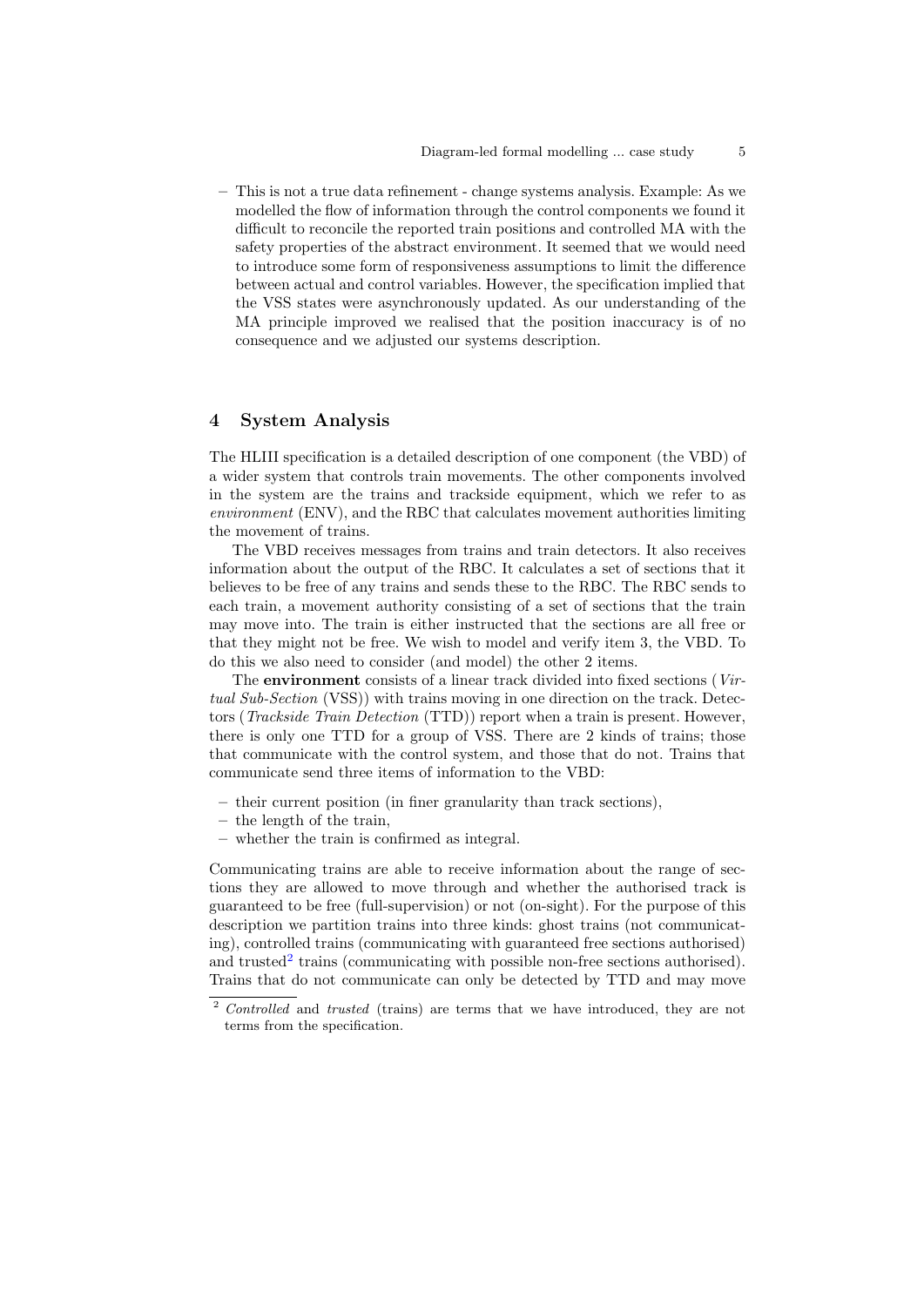– This is not a true data refinement - change systems analysis. Example: As we modelled the flow of information through the control components we found it difficult to reconcile the reported train positions and controlled MA with the safety properties of the abstract environment. It seemed that we would need to introduce some form of responsiveness assumptions to limit the difference between actual and control variables. However, the specification implied that the VSS states were asynchronously updated. As our understanding of the MA principle improved we realised that the position inaccuracy is of no consequence and we adjusted our systems description.

## 4 System Analysis

The HLIII specification is a detailed description of one component (the VBD) of a wider system that controls train movements. The other components involved in the system are the trains and trackside equipment, which we refer to as *environment* (ENV), and the RBC that calculates movement authorities limiting the movement of trains.

The VBD receives messages from trains and train detectors. It also receives information about the output of the RBC. It calculates a set of sections that it believes to be free of any trains and sends these to the RBC. The RBC sends to each train, a movement authority consisting of a set of sections that the train may move into. The train is either instructed that the sections are all free or that they might not be free. We wish to model and verify item 3, the VBD. To do this we also need to consider (and model) the other 2 items.

The **environment** consists of a linear track divided into fixed sections (*Virtual Sub-Section* (VSS)) with trains moving in one direction on the track. Detectors (*Trackside Train Detection* (TTD)) report when a train is present. However, there is only one TTD for a group of VSS. There are 2 kinds of trains; those that communicate with the control system, and those that do not. Trains that communicate send three items of information to the VBD:

– their current position (in finer granularity than track sections),
– the length of the train,
– whether the train is confirmed as integral.

Communicating trains are able to receive information about the range of sections they are allowed to move through and whether the authorised track is guaranteed to be free (full-supervision) or not (on-sight). For the purpose of this description we partition trains into three kinds: ghost trains (not communicating), controlled trains (communicating with guaranteed free sections authorised) and trusted[2] trains (communicating with possible non-free sections authorised). Trains that do not communicate can only be detected by TTD and may move

[2] *Controlled* and *trusted* (trains) are terms that we have introduced, they are not terms from the specification.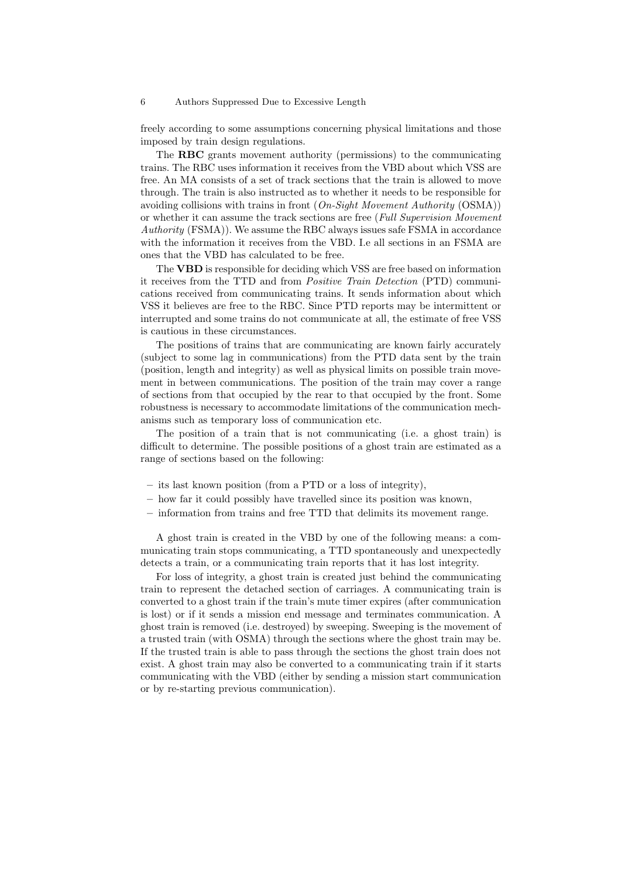freely according to some assumptions concerning physical limitations and those imposed by train design regulations.

The **RBC** grants movement authority (permissions) to the communicating trains. The RBC uses information it receives from the VBD about which VSS are free. An MA consists of a set of track sections that the train is allowed to move through. The train is also instructed as to whether it needs to be responsible for avoiding collisions with trains in front (*On-Sight Movement Authority* (OSMA)) or whether it can assume the track sections are free (*Full Supervision Movement Authority* (FSMA)). We assume the RBC always issues safe FSMA in accordance with the information it receives from the VBD. I.e all sections in an FSMA are ones that the VBD has calculated to be free.

The **VBD** is responsible for deciding which VSS are free based on information it receives from the TTD and from *Positive Train Detection* (PTD) communications received from communicating trains. It sends information about which VSS it believes are free to the RBC. Since PTD reports may be intermittent or interrupted and some trains do not communicate at all, the estimate of free VSS is cautious in these circumstances.

The positions of trains that are communicating are known fairly accurately (subject to some lag in communications) from the PTD data sent by the train (position, length and integrity) as well as physical limits on possible train movement in between communications. The position of the train may cover a range of sections from that occupied by the rear to that occupied by the front. Some robustness is necessary to accommodate limitations of the communication mechanisms such as temporary loss of communication etc.

The position of a train that is not communicating (i.e. a ghost train) is difficult to determine. The possible positions of a ghost train are estimated as a range of sections based on the following:

- its last known position (from a PTD or a loss of integrity),
- how far it could possibly have travelled since its position was known,
- information from trains and free TTD that delimits its movement range.

A ghost train is created in the VBD by one of the following means: a communicating train stops communicating, a TTD spontaneously and unexpectedly detects a train, or a communicating train reports that it has lost integrity.

For loss of integrity, a ghost train is created just behind the communicating train to represent the detached section of carriages. A communicating train is converted to a ghost train if the train's mute timer expires (after communication is lost) or if it sends a mission end message and terminates communication. A ghost train is removed (i.e. destroyed) by sweeping. Sweeping is the movement of a trusted train (with OSMA) through the sections where the ghost train may be. If the trusted train is able to pass through the sections the ghost train does not exist. A ghost train may also be converted to a communicating train if it starts communicating with the VBD (either by sending a mission start communication or by re-starting previous communication).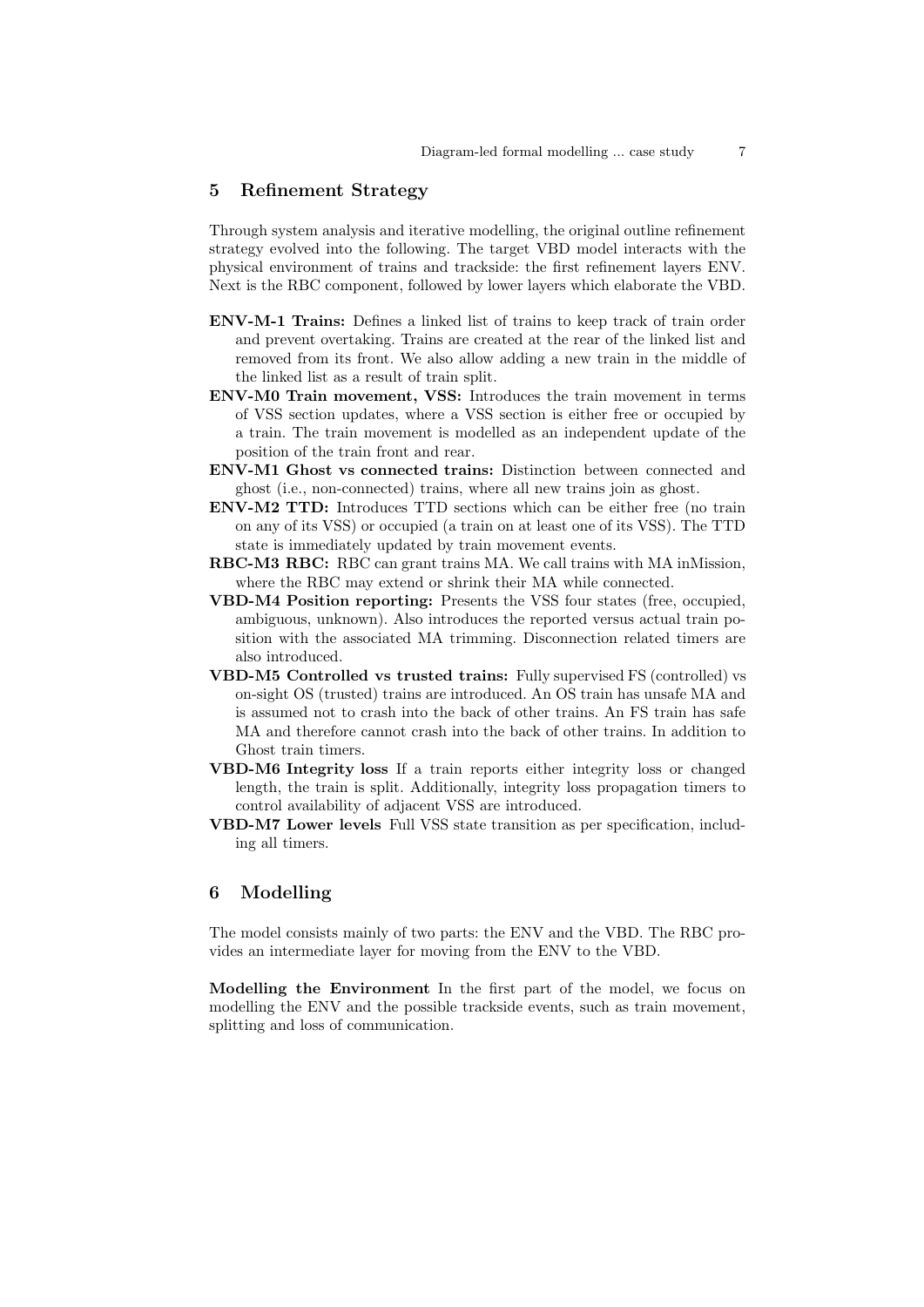## 5 Refinement Strategy

Through system analysis and iterative modelling, the original outline refinement strategy evolved into the following. The target VBD model interacts with the physical environment of trains and trackside: the first refinement layers ENV. Next is the RBC component, followed by lower layers which elaborate the VBD.

- **ENV-M-1 Trains:** Defines a linked list of trains to keep track of train order and prevent overtaking. Trains are created at the rear of the linked list and removed from its front. We also allow adding a new train in the middle of the linked list as a result of train split.
- **ENV-M0 Train movement, VSS:** Introduces the train movement in terms of VSS section updates, where a VSS section is either free or occupied by a train. The train movement is modelled as an independent update of the position of the train front and rear.
- **ENV-M1 Ghost vs connected trains:** Distinction between connected and ghost (i.e., non-connected) trains, where all new trains join as ghost.
- **ENV-M2 TTD:** Introduces TTD sections which can be either free (no train on any of its VSS) or occupied (a train on at least one of its VSS). The TTD state is immediately updated by train movement events.
- **RBC-M3 RBC:** RBC can grant trains MA. We call trains with MA inMission, where the RBC may extend or shrink their MA while connected.
- **VBD-M4 Position reporting:** Presents the VSS four states (free, occupied, ambiguous, unknown). Also introduces the reported versus actual train position with the associated MA trimming. Disconnection related timers are also introduced.
- **VBD-M5 Controlled vs trusted trains:** Fully supervised FS (controlled) vs on-sight OS (trusted) trains are introduced. An OS train has unsafe MA and is assumed not to crash into the back of other trains. An FS train has safe MA and therefore cannot crash into the back of other trains. In addition to Ghost train timers.
- **VBD-M6 Integrity loss** If a train reports either integrity loss or changed length, the train is split. Additionally, integrity loss propagation timers to control availability of adjacent VSS are introduced.
- **VBD-M7 Lower levels** Full VSS state transition as per specification, including all timers.

## 6 Modelling

The model consists mainly of two parts: the ENV and the VBD. The RBC provides an intermediate layer for moving from the ENV to the VBD.

**Modelling the Environment** In the first part of the model, we focus on modelling the ENV and the possible trackside events, such as train movement, splitting and loss of communication.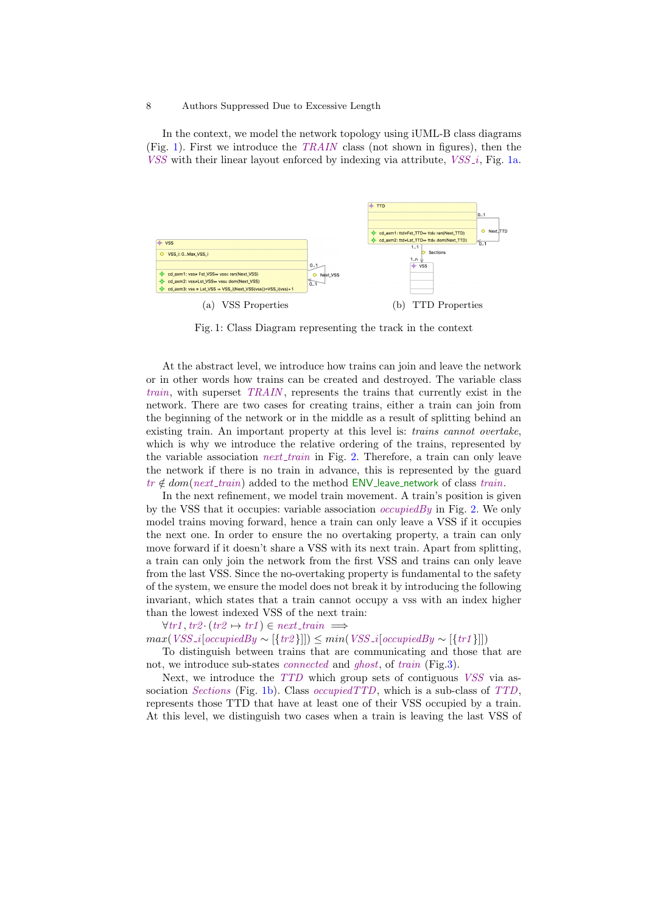In the context, we model the network topology using iUML-B class diagrams (Fig. 1). First we introduce the *TRAIN* class (not shown in figures), then the *VSS* with their linear layout enforced by indexing via attribute, *VSS_i*, Fig. 1a.

(a) VSS Properties

(b) TTD Properties

Fig. 1: Class Diagram representing the track in the context

At the abstract level, we introduce how trains can join and leave the network or in other words how trains can be created and destroyed. The variable class *train*, with superset *TRAIN*, represents the trains that currently exist in the network. There are two cases for creating trains, either a train can join from the beginning of the network or in the middle as a result of splitting behind an existing train. An important property at this level is: *trains cannot overtake*, which is why we introduce the relative ordering of the trains, represented by the variable association *next_train* in Fig. 2. Therefore, a train can only leave the network if there is no train in advance, this is represented by the guard $tr \notin dom(next\_train)$ added to the method ENV_leave_network of class *train*.

In the next refinement, we model train movement. A train's position is given by the VSS that it occupies: variable association *occupiedBy* in Fig. 2. We only model trains moving forward, hence a train can only leave a VSS if it occupies the next one. In order to ensure the no overtaking property, a train can only move forward if it doesn't share a VSS with its next train. Apart from splitting, a train can only join the network from the first VSS and trains can only leave from the last VSS. Since the no-overtaking property is fundamental to the safety of the system, we ensure the model does not break it by introducing the following invariant, which states that a train cannot occupy a vss with an index higher than the lowest indexed VSS of the next train:

$\forall tr1, tr2 \cdot (tr2 \mapsto tr1) \in next\_train \implies$
$max(VSS\_i[occupiedBy \sim [\{tr2\}]]) \leq min(VSS\_i[occupiedBy \sim [\{tr1\}]])$

To distinguish between trains that are communicating and those that are not, we introduce sub-states *connected* and *ghost*, of *train* (Fig.3).

Next, we introduce the *TTD* which group sets of contiguous *VSS* via association *Sections* (Fig. 1b). Class *occupiedTTD*, which is a sub-class of *TTD*, represents those TTD that have at least one of their VSS occupied by a train. At this level, we distinguish two cases when a train is leaving the last VSS of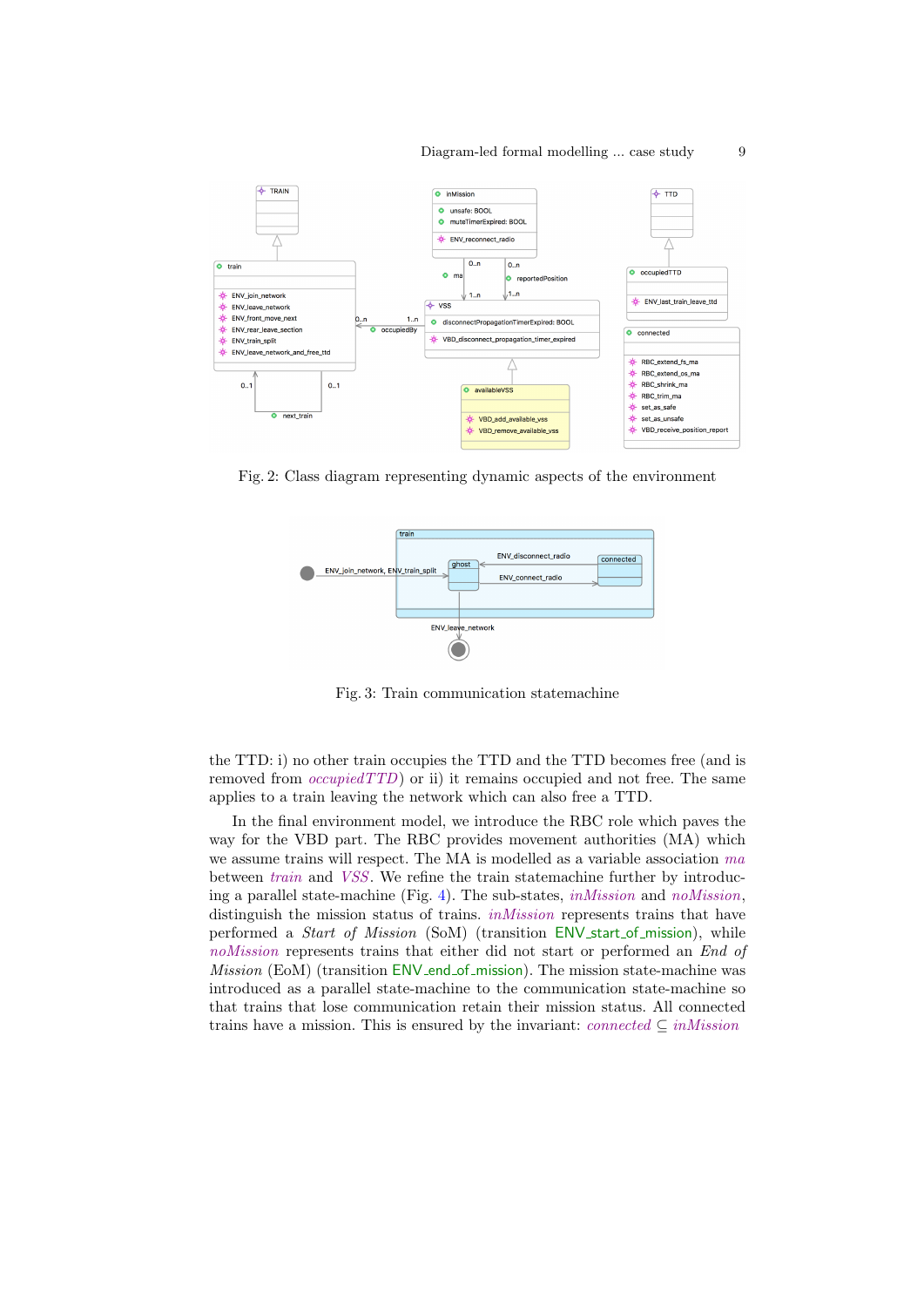Fig. 2: Class diagram representing dynamic aspects of the environment

Fig. 3: Train communication statemachine

the TTD: i) no other train occupies the TTD and the TTD becomes free (and is removed from *occupiedTTD*) or ii) it remains occupied and not free. The same applies to a train leaving the network which can also free a TTD.

In the final environment model, we introduce the RBC role which paves the way for the VBD part. The RBC provides movement authorities (MA) which we assume trains will respect. The MA is modelled as a variable association *ma* between *train* and *VSS*. We refine the train statemachine further by introducing a parallel state-machine (Fig. 4). The sub-states, *inMission* and *noMission*, distinguish the mission status of trains. *inMission* represents trains that have performed a *Start of Mission* (SoM) (transition ENV_start_of_mission), while *noMission* represents trains that either did not start or performed an *End of Mission* (EoM) (transition ENV_end_of_mission). The mission state-machine was introduced as a parallel state-machine to the communication state-machine so that trains that lose communication retain their mission status. All connected trains have a mission. This is ensured by the invariant: $connected \subseteq inMission$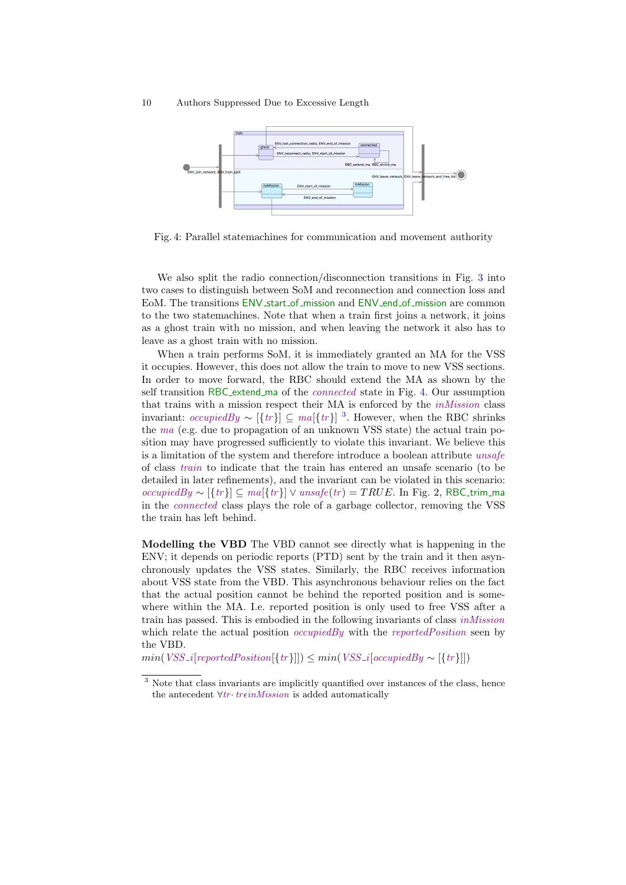Fig. 4: Parallel statemachines for communication and movement authority

We also split the radio connection/disconnection transitions in Fig. 3 into two cases to distinguish between SoM and reconnection and connection loss and EoM. The transitions ENV_start_of_mission and ENV_end_of_mission are common to the two statemachines. Note that when a train first joins a network, it joins as a ghost train with no mission, and when leaving the network it also has to leave as a ghost train with no mission.

When a train performs SoM, it is immediately granted an MA for the VSS it occupies. However, this does not allow the train to move to new VSS sections. In order to move forward, the RBC should extend the MA as shown by the self transition RBC_extend_ma of the *connected* state in Fig. 4. Our assumption that trains with a mission respect their MA is enforced by the *inMission* class invariant: $occupiedBy \sim [\{tr\}] \subseteq ma[\{tr\}]$ [3]. However, when the RBC shrinks the *ma* (e.g. due to propagation of an unknown VSS state) the actual train position may have progressed sufficiently to violate this invariant. We believe this is a limitation of the system and therefore introduce a boolean attribute *unsafe* of class *train* to indicate that the train has entered an unsafe scenario (to be detailed in later refinements), and the invariant can be violated in this scenario: $occupiedBy \sim [\{tr\}] \subseteq ma[\{tr\}] \lor unsafe(tr) = TRUE$. In Fig. 2, RBC_trim_ma in the *connected* class plays the role of a garbage collector, removing the VSS the train has left behind.

**Modelling the VBD** The VBD cannot see directly what is happening in the ENV; it depends on periodic reports (PTD) sent by the train and it then asynchronously updates the VSS states. Similarly, the RBC receives information about VSS state from the VBD. This asynchronous behaviour relies on the fact that the actual position cannot be behind the reported position and is somewhere within the MA. I.e. reported position is only used to free VSS after a train has passed. This is embodied in the following invariants of class *inMission* which relate the actual position *occupiedBy* with the *reportedPosition* seen by the VBD.

$min(VSS\_i[reportedPosition[\{tr\}]]) \leq min(VSS\_i[occupiedBy \sim [\{tr\}]])$

[3] Note that class invariants are implicitly quantified over instances of the class, hence the antecedent $\forall tr \cdot tr \epsilon inMission$ is added automatically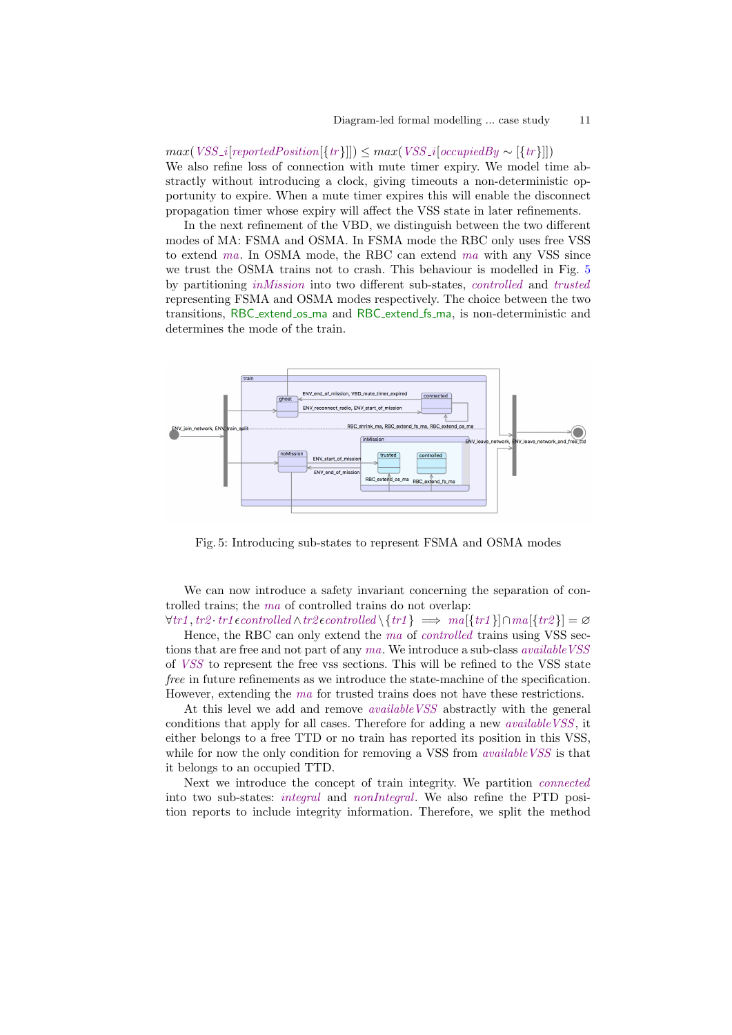$max(VSS\_i[reportedPosition[\{tr\}]]) \leq max(VSS\_i[occupiedBy \sim [\{tr\}]])$
We also refine loss of connection with mute timer expiry. We model time abstractly without introducing a clock, giving timeouts a non-deterministic opportunity to expire. When a mute timer expires this will enable the disconnect propagation timer whose expiry will affect the VSS state in later refinements.

In the next refinement of the VBD, we distinguish between the two different modes of MA: FSMA and OSMA. In FSMA mode the RBC only uses free VSS to extend *ma*. In OSMA mode, the RBC can extend *ma* with any VSS since we trust the OSMA trains not to crash. This behaviour is modelled in Fig. 5 by partitioning *inMission* into two different sub-states, *controlled* and *trusted* representing FSMA and OSMA modes respectively. The choice between the two transitions, RBC_extend_os_ma and RBC_extend_fs_ma, is non-deterministic and determines the mode of the train.

Fig. 5: Introducing sub-states to represent FSMA and OSMA modes

We can now introduce a safety invariant concerning the separation of controlled trains; the *ma* of controlled trains do not overlap:
$\forall tr1, tr2 \cdot tr1 \in controlled \wedge tr2 \in controlled \setminus \{tr1\} \implies ma[\{tr1\}] \cap ma[\{tr2\}] = \varnothing$
Hence, the RBC can only extend the *ma* of *controlled* trains using VSS sections that are free and not part of any *ma*. We introduce a sub-class *availableVSS* of *VSS* to represent the free vss sections. This will be refined to the VSS state *free* in future refinements as we introduce the state-machine of the specification. However, extending the *ma* for trusted trains does not have these restrictions.

At this level we add and remove *availableVSS* abstractly with the general conditions that apply for all cases. Therefore for adding a new *availableVSS*, it either belongs to a free TTD or no train has reported its position in this VSS, while for now the only condition for removing a VSS from *availableVSS* is that it belongs to an occupied TTD.

Next we introduce the concept of train integrity. We partition *connected* into two sub-states: *integral* and *nonIntegral*. We also refine the PTD position reports to include integrity information. Therefore, we split the method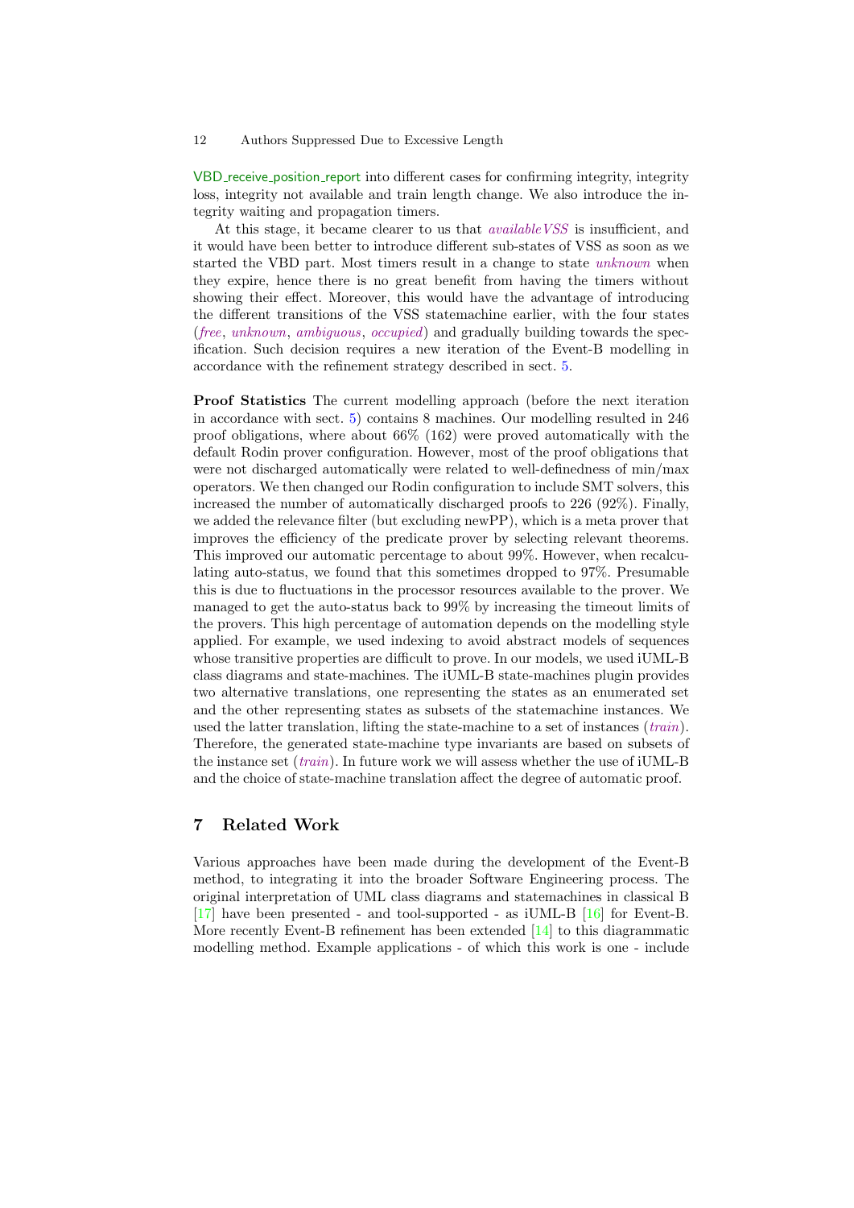VBD_receive_position_report into different cases for confirming integrity, integrity loss, integrity not available and train length change. We also introduce the integrity waiting and propagation timers.

At this stage, it became clearer to us that *availableVSS* is insufficient, and it would have been better to introduce different sub-states of VSS as soon as we started the VBD part. Most timers result in a change to state *unknown* when they expire, hence there is no great benefit from having the timers without showing their effect. Moreover, this would have the advantage of introducing the different transitions of the VSS statemachine earlier, with the four states (*free*, *unknown*, *ambiguous*, *occupied*) and gradually building towards the specification. Such decision requires a new iteration of the Event-B modelling in accordance with the refinement strategy described in sect. 5.

**Proof Statistics** The current modelling approach (before the next iteration in accordance with sect. 5) contains 8 machines. Our modelling resulted in 246 proof obligations, where about 66% (162) were proved automatically with the default Rodin prover configuration. However, most of the proof obligations that were not discharged automatically were related to well-definedness of min/max operators. We then changed our Rodin configuration to include SMT solvers, this increased the number of automatically discharged proofs to 226 (92%). Finally, we added the relevance filter (but excluding newPP), which is a meta prover that improves the efficiency of the predicate prover by selecting relevant theorems. This improved our automatic percentage to about 99%. However, when recalculating auto-status, we found that this sometimes dropped to 97%. Presumable this is due to fluctuations in the processor resources available to the prover. We managed to get the auto-status back to 99% by increasing the timeout limits of the provers. This high percentage of automation depends on the modelling style applied. For example, we used indexing to avoid abstract models of sequences whose transitive properties are difficult to prove. In our models, we used iUML-B class diagrams and state-machines. The iUML-B state-machines plugin provides two alternative translations, one representing the states as an enumerated set and the other representing states as subsets of the statemachine instances. We used the latter translation, lifting the state-machine to a set of instances (*train*). Therefore, the generated state-machine type invariants are based on subsets of the instance set (*train*). In future work we will assess whether the use of iUML-B and the choice of state-machine translation affect the degree of automatic proof.

## 7 Related Work

Various approaches have been made during the development of the Event-B method, to integrating it into the broader Software Engineering process. The original interpretation of UML class diagrams and statemachines in classical B [17] have been presented - and tool-supported - as iUML-B [16] for Event-B. More recently Event-B refinement has been extended [14] to this diagrammatic modelling method. Example applications - of which this work is one - include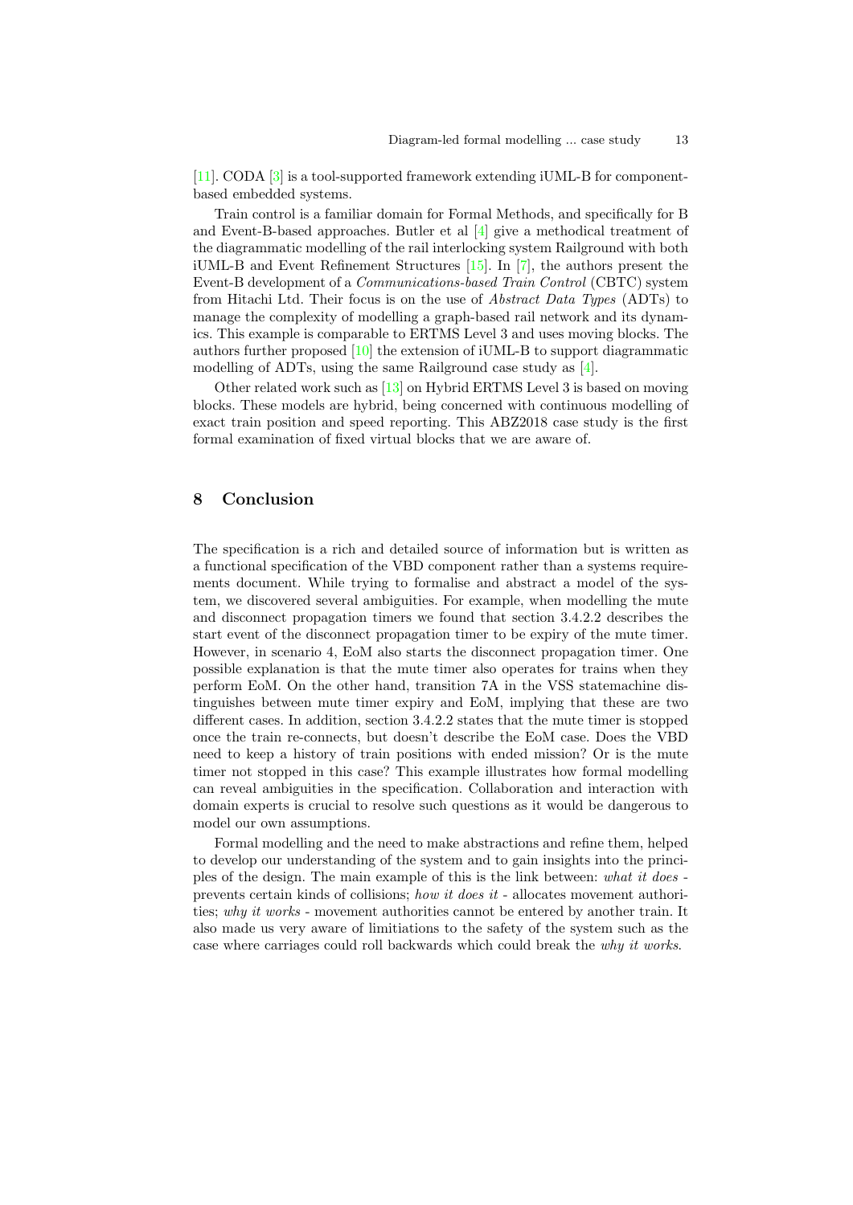[11]. CODA [3] is a tool-supported framework extending iUML-B for component-based embedded systems.

Train control is a familiar domain for Formal Methods, and specifically for B and Event-B-based approaches. Butler et al [4] give a methodical treatment of the diagrammatic modelling of the rail interlocking system Railground with both iUML-B and Event Refinement Structures [15]. In [7], the authors present the Event-B development of a *Communications-based Train Control* (CBTC) system from Hitachi Ltd. Their focus is on the use of *Abstract Data Types* (ADTs) to manage the complexity of modelling a graph-based rail network and its dynamics. This example is comparable to ERTMS Level 3 and uses moving blocks. The authors further proposed [10] the extension of iUML-B to support diagrammatic modelling of ADTs, using the same Railground case study as [4].

Other related work such as [13] on Hybrid ERTMS Level 3 is based on moving blocks. These models are hybrid, being concerned with continuous modelling of exact train position and speed reporting. This ABZ2018 case study is the first formal examination of fixed virtual blocks that we are aware of.

## 8 Conclusion

The specification is a rich and detailed source of information but is written as a functional specification of the VBD component rather than a systems requirements document. While trying to formalise and abstract a model of the system, we discovered several ambiguities. For example, when modelling the mute and disconnect propagation timers we found that section 3.4.2.2 describes the start event of the disconnect propagation timer to be expiry of the mute timer. However, in scenario 4, EoM also starts the disconnect propagation timer. One possible explanation is that the mute timer also operates for trains when they perform EoM. On the other hand, transition 7A in the VSS statemachine distinguishes between mute timer expiry and EoM, implying that these are two different cases. In addition, section 3.4.2.2 states that the mute timer is stopped once the train re-connects, but doesn't describe the EoM case. Does the VBD need to keep a history of train positions with ended mission? Or is the mute timer not stopped in this case? This example illustrates how formal modelling can reveal ambiguities in the specification. Collaboration and interaction with domain experts is crucial to resolve such questions as it would be dangerous to model our own assumptions.

Formal modelling and the need to make abstractions and refine them, helped to develop our understanding of the system and to gain insights into the principles of the design. The main example of this is the link between: *what it does* - prevents certain kinds of collisions; *how it does it* - allocates movement authorities; *why it works* - movement authorities cannot be entered by another train. It also made us very aware of limitiations to the safety of the system such as the case where carriages could roll backwards which could break the *why it works*.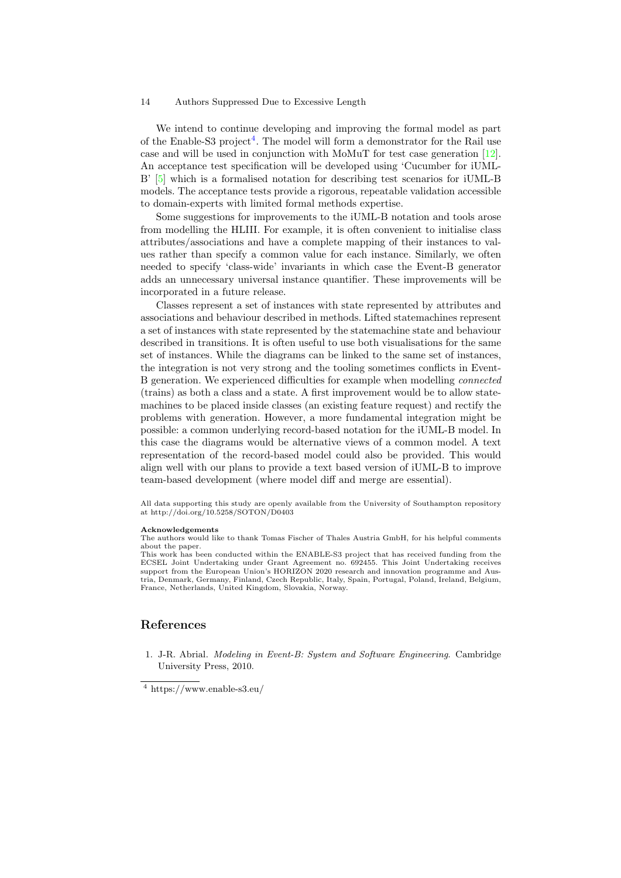We intend to continue developing and improving the formal model as part of the Enable-S3 project[4]. The model will form a demonstrator for the Rail use case and will be used in conjunction with MoMuT for test case generation [12]. An acceptance test specification will be developed using 'Cucumber for iUML-B' [5] which is a formalised notation for describing test scenarios for iUML-B models. The acceptance tests provide a rigorous, repeatable validation accessible to domain-experts with limited formal methods expertise.

Some suggestions for improvements to the iUML-B notation and tools arose from modelling the HLIII. For example, it is often convenient to initialise class attributes/associations and have a complete mapping of their instances to values rather than specify a common value for each instance. Similarly, we often needed to specify 'class-wide' invariants in which case the Event-B generator adds an unnecessary universal instance quantifier. These improvements will be incorporated in a future release.

Classes represent a set of instances with state represented by attributes and associations and behaviour described in methods. Lifted statemachines represent a set of instances with state represented by the statemachine state and behaviour described in transitions. It is often useful to use both visualisations for the same set of instances. While the diagrams can be linked to the same set of instances, the integration is not very strong and the tooling sometimes conflicts in Event-B generation. We experienced difficulties for example when modelling *connected* (trains) as both a class and a state. A first improvement would be to allow statemachines to be placed inside classes (an existing feature request) and rectify the problems with generation. However, a more fundamental integration might be possible: a common underlying record-based notation for the iUML-B model. In this case the diagrams would be alternative views of a common model. A text representation of the record-based model could also be provided. This would align well with our plans to provide a text based version of iUML-B to improve team-based development (where model diff and merge are essential).

All data supporting this study are openly available from the University of Southampton repository at http://doi.org/10.5258/SOTON/D0403

**Acknowledgements**
The authors would like to thank Tomas Fischer of Thales Austria GmbH, for his helpful comments about the paper.
This work has been conducted within the ENABLE-S3 project that has received funding from the ECSEL Joint Undertaking under Grant Agreement no. 692455. This Joint Undertaking receives support from the European Union's HORIZON 2020 research and innovation programme and Austria, Denmark, Germany, Finland, Czech Republic, Italy, Spain, Portugal, Poland, Ireland, Belgium, France, Netherlands, United Kingdom, Slovakia, Norway.

## References

1. J-R. Abrial. *Modeling in Event-B: System and Software Engineering*. Cambridge University Press, 2010.

[4] https://www.enable-s3.eu/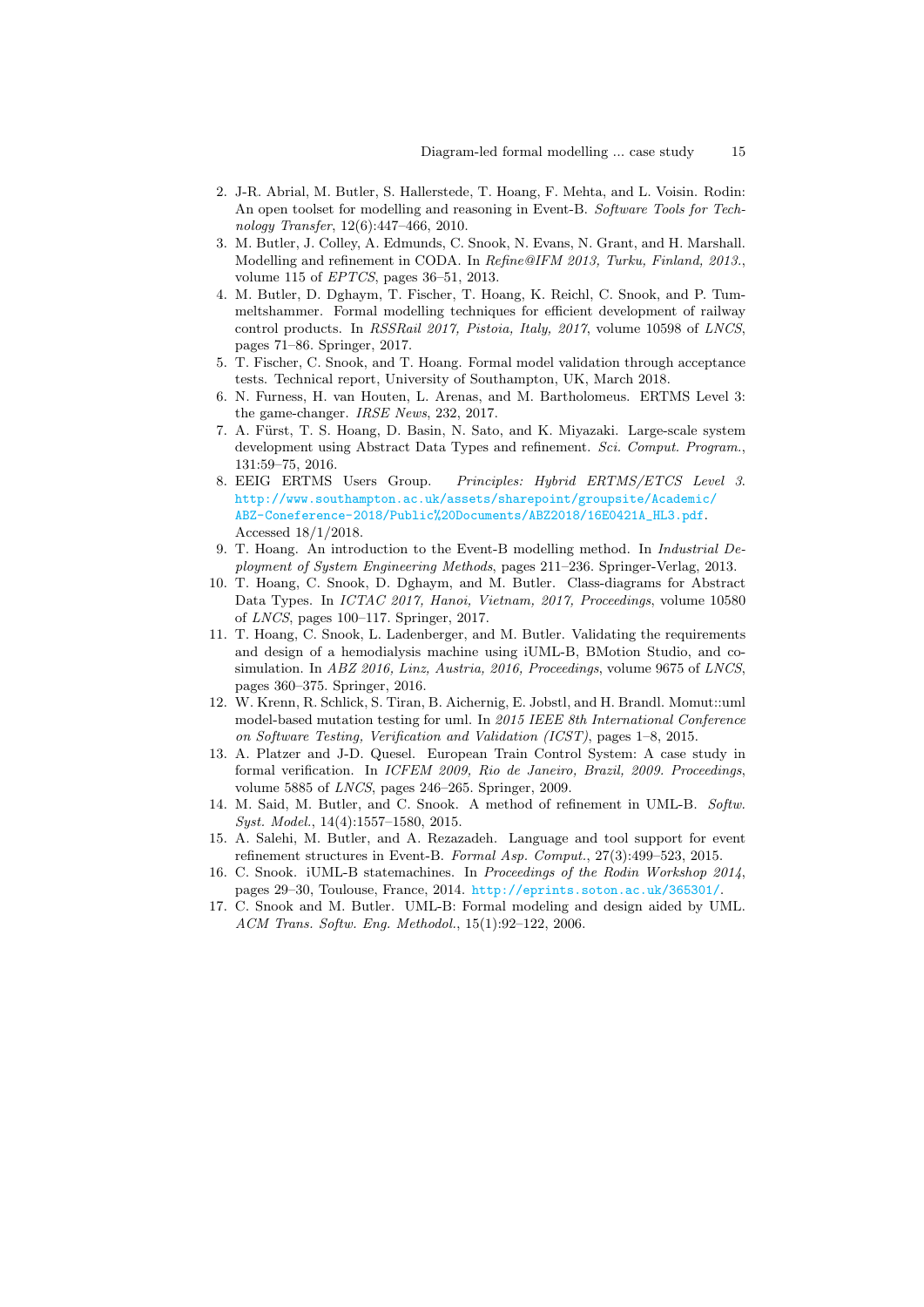2. J-R. Abrial, M. Butler, S. Hallerstede, T. Hoang, F. Mehta, and L. Voisin. Rodin: An open toolset for modelling and reasoning in Event-B. *Software Tools for Technology Transfer*, 12(6):447–466, 2010.
3. M. Butler, J. Colley, A. Edmunds, C. Snook, N. Evans, N. Grant, and H. Marshall. Modelling and refinement in CODA. In *Refine@IFM 2013, Turku, Finland, 2013.*, volume 115 of *EPTCS*, pages 36–51, 2013.
4. M. Butler, D. Dghaym, T. Fischer, T. Hoang, K. Reichl, C. Snook, and P. Tummeltshammer. Formal modelling techniques for efficient development of railway control products. In *RSSRail 2017, Pistoia, Italy, 2017*, volume 10598 of *LNCS*, pages 71–86. Springer, 2017.
5. T. Fischer, C. Snook, and T. Hoang. Formal model validation through acceptance tests. Technical report, University of Southampton, UK, March 2018.
6. N. Furness, H. van Houten, L. Arenas, and M. Bartholomeus. ERTMS Level 3: the game-changer. *IRSE News*, 232, 2017.
7. A. Fürst, T. S. Hoang, D. Basin, N. Sato, and K. Miyazaki. Large-scale system development using Abstract Data Types and refinement. *Sci. Comput. Program.*, 131:59–75, 2016.
8. EEIG ERTMS Users Group. *Principles: Hybrid ERTMS/ETCS Level 3.* http://www.southampton.ac.uk/assets/sharepoint/groupsite/Academic/ABZ-Coneference-2018/Public%20Documents/ABZ2018/16E0421A_HL3.pdf. Accessed 18/1/2018.
9. T. Hoang. An introduction to the Event-B modelling method. In *Industrial Deployment of System Engineering Methods*, pages 211–236. Springer-Verlag, 2013.
10. T. Hoang, C. Snook, D. Dghaym, and M. Butler. Class-diagrams for Abstract Data Types. In *ICTAC 2017, Hanoi, Vietnam, 2017, Proceedings*, volume 10580 of *LNCS*, pages 100–117. Springer, 2017.
11. T. Hoang, C. Snook, L. Ladenberger, and M. Butler. Validating the requirements and design of a hemodialysis machine using iUML-B, BMotion Studio, and co-simulation. In *ABZ 2016, Linz, Austria, 2016, Proceedings*, volume 9675 of *LNCS*, pages 360–375. Springer, 2016.
12. W. Krenn, R. Schlick, S. Tiran, B. Aichernig, E. Jobstl, and H. Brandl. Momut::uml model-based mutation testing for uml. In *2015 IEEE 8th International Conference on Software Testing, Verification and Validation (ICST)*, pages 1–8, 2015.
13. A. Platzer and J-D. Quesel. European Train Control System: A case study in formal verification. In *ICFEM 2009, Rio de Janeiro, Brazil, 2009. Proceedings*, volume 5885 of *LNCS*, pages 246–265. Springer, 2009.
14. M. Said, M. Butler, and C. Snook. A method of refinement in UML-B. *Softw. Syst. Model.*, 14(4):1557–1580, 2015.
15. A. Salehi, M. Butler, and A. Rezazadeh. Language and tool support for event refinement structures in Event-B. *Formal Asp. Comput.*, 27(3):499–523, 2015.
16. C. Snook. iUML-B statemachines. In *Proceedings of the Rodin Workshop 2014*, pages 29–30, Toulouse, France, 2014. http://eprints.soton.ac.uk/365301/.
17. C. Snook and M. Butler. UML-B: Formal modeling and design aided by UML. *ACM Trans. Softw. Eng. Methodol.*, 15(1):92–122, 2006.